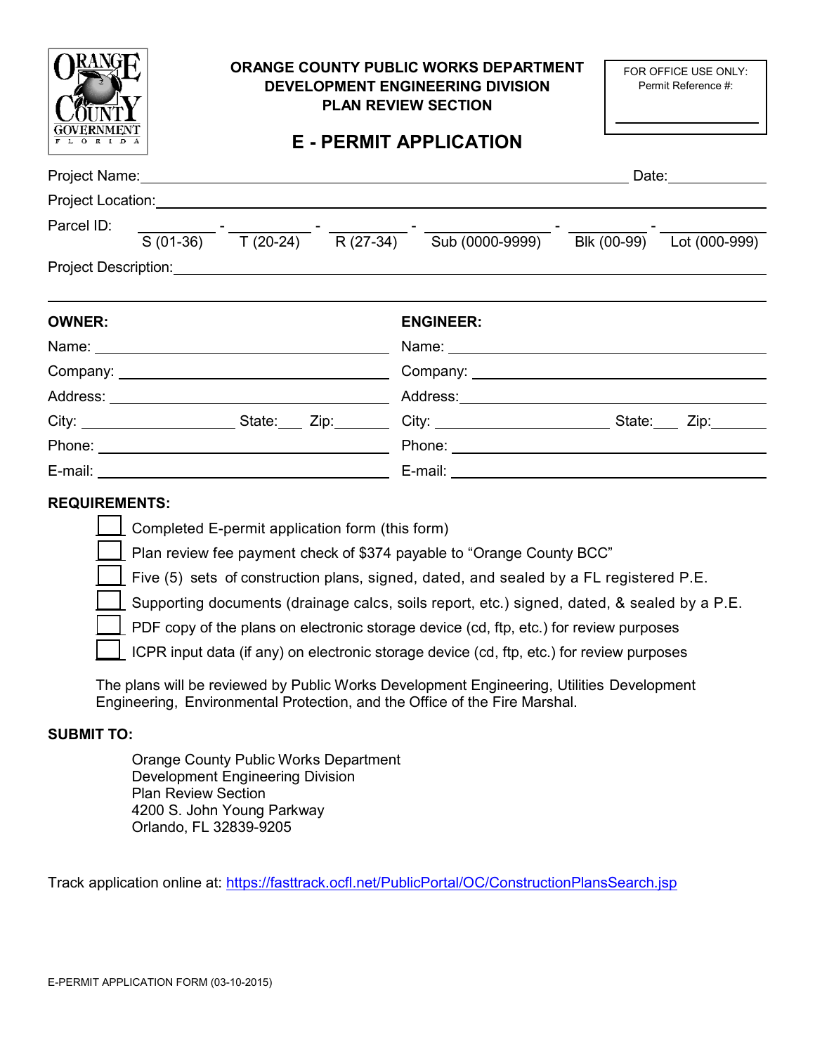ORANGE COUNTY GOVERNMENT FLORIDA

**ORANGE COUNTY PUBLIC WORKS DEPARTMENT**
**DEVELOPMENT ENGINEERING DIVISION**
**PLAN REVIEW SECTION**

FOR OFFICE USE ONLY:
Permit Reference #: ______________

# E - PERMIT APPLICATION

Project Name: ____________________________________________ Date: ____________

Project Location: ____________________________________________________________

Parcel ID: ________ - ________ - ________ - ____________ - ________ - ________
S (01-36) T (20-24) R (27-34) Sub (0000-9999) Blk (00-99) Lot (000-999)

Project Description: _________________________________________________________

**OWNER:**

Name: ______________________________

Company: ______________________________

Address: ______________________________

City: ______________ State: ___ Zip: ______

Phone: ______________________________

E-mail: ______________________________

**ENGINEER:**

Name: ______________________________

Company: ______________________________

Address: ______________________________

City: ______________ State: ___ Zip: ______

Phone: ______________________________

E-mail: ______________________________

**REQUIREMENTS:**

- [ ] Completed E-permit application form (this form)
- [ ] Plan review fee payment check of $374 payable to "Orange County BCC"
- [ ] Five (5) sets of construction plans, signed, dated, and sealed by a FL registered P.E.
- [ ] Supporting documents (drainage calcs, soils report, etc.) signed, dated, & sealed by a P.E.
- [ ] PDF copy of the plans on electronic storage device (cd, ftp, etc.) for review purposes
- [ ] ICPR input data (if any) on electronic storage device (cd, ftp, etc.) for review purposes

The plans will be reviewed by Public Works Development Engineering, Utilities Development Engineering, Environmental Protection, and the Office of the Fire Marshal.

**SUBMIT TO:**

Orange County Public Works Department
Development Engineering Division
Plan Review Section
4200 S. John Young Parkway
Orlando, FL 32839-9205

Track application online at: https://fasttrack.ocfl.net/PublicPortal/OC/ConstructionPlansSearch.jsp

E-PERMIT APPLICATION FORM (03-10-2015)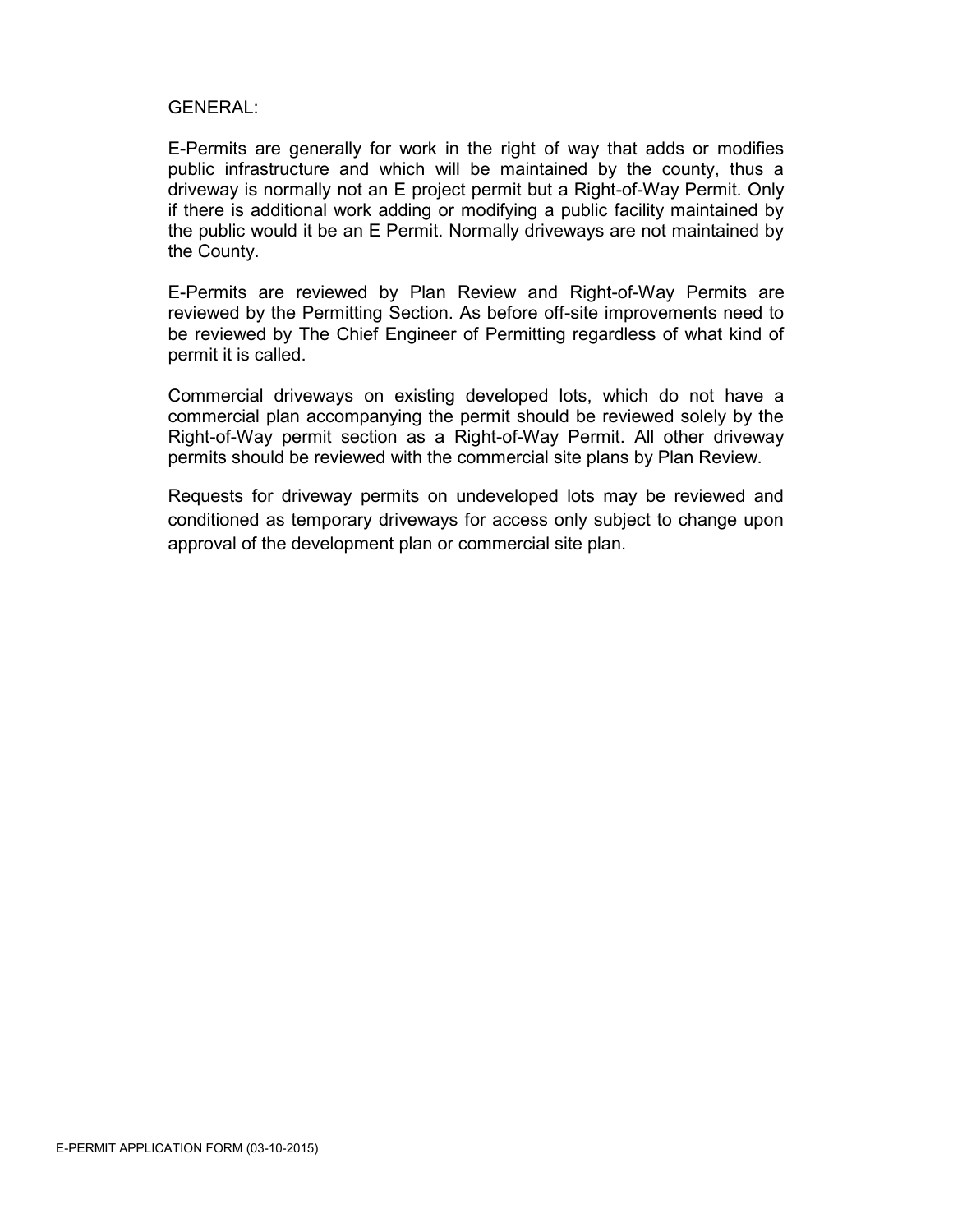GENERAL:

E-Permits are generally for work in the right of way that adds or modifies public infrastructure and which will be maintained by the county, thus a driveway is normally not an E project permit but a Right-of-Way Permit. Only if there is additional work adding or modifying a public facility maintained by the public would it be an E Permit. Normally driveways are not maintained by the County.

E-Permits are reviewed by Plan Review and Right-of-Way Permits are reviewed by the Permitting Section. As before off-site improvements need to be reviewed by The Chief Engineer of Permitting regardless of what kind of permit it is called.

Commercial driveways on existing developed lots, which do not have a commercial plan accompanying the permit should be reviewed solely by the Right-of-Way permit section as a Right-of-Way Permit. All other driveway permits should be reviewed with the commercial site plans by Plan Review.

Requests for driveway permits on undeveloped lots may be reviewed and conditioned as temporary driveways for access only subject to change upon approval of the development plan or commercial site plan.

E-PERMIT APPLICATION FORM (03-10-2015)